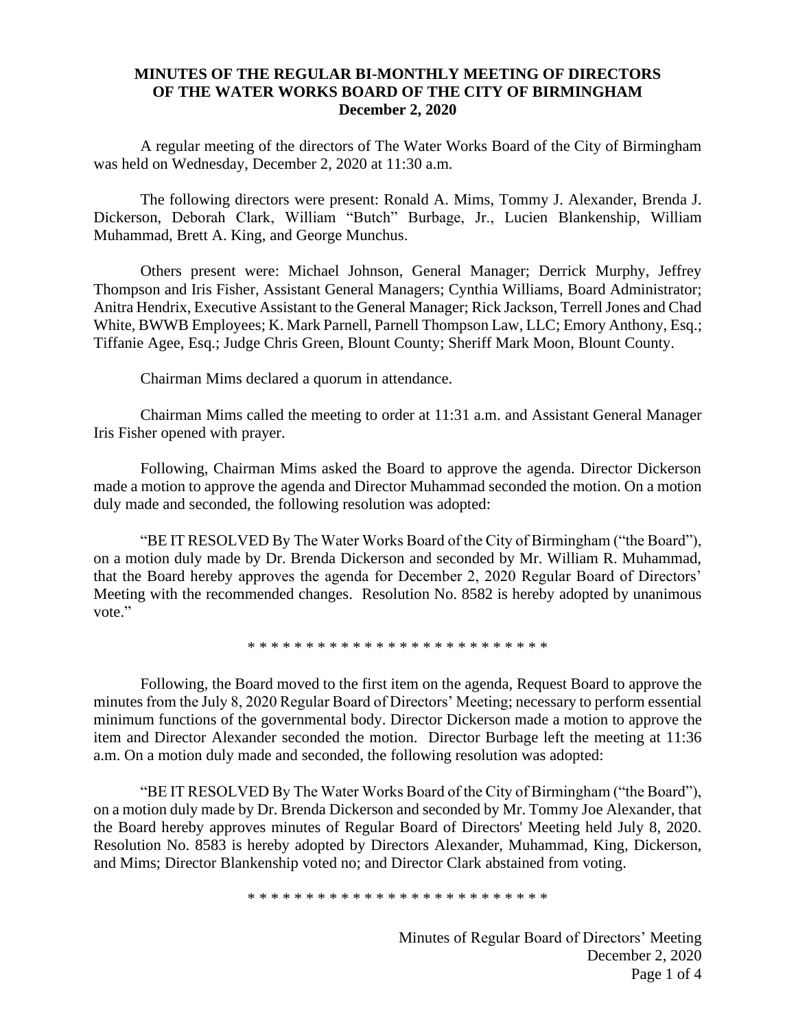# MINUTES OF THE REGULAR BI-MONTHLY MEETING OF DIRECTORS OF THE WATER WORKS BOARD OF THE CITY OF BIRMINGHAM

**December 2, 2020**

A regular meeting of the directors of The Water Works Board of the City of Birmingham was held on Wednesday, December 2, 2020 at 11:30 a.m.

The following directors were present: Ronald A. Mims, Tommy J. Alexander, Brenda J. Dickerson, Deborah Clark, William "Butch" Burbage, Jr., Lucien Blankenship, William Muhammad, Brett A. King, and George Munchus.

Others present were: Michael Johnson, General Manager; Derrick Murphy, Jeffrey Thompson and Iris Fisher, Assistant General Managers; Cynthia Williams, Board Administrator; Anitra Hendrix, Executive Assistant to the General Manager; Rick Jackson, Terrell Jones and Chad White, BWWB Employees; K. Mark Parnell, Parnell Thompson Law, LLC; Emory Anthony, Esq.; Tiffanie Agee, Esq.; Judge Chris Green, Blount County; Sheriff Mark Moon, Blount County.

Chairman Mims declared a quorum in attendance.

Chairman Mims called the meeting to order at 11:31 a.m. and Assistant General Manager Iris Fisher opened with prayer.

Following, Chairman Mims asked the Board to approve the agenda. Director Dickerson made a motion to approve the agenda and Director Muhammad seconded the motion. On a motion duly made and seconded, the following resolution was adopted:

"BE IT RESOLVED By The Water Works Board of the City of Birmingham ("the Board"), on a motion duly made by Dr. Brenda Dickerson and seconded by Mr. William R. Muhammad, that the Board hereby approves the agenda for December 2, 2020 Regular Board of Directors' Meeting with the recommended changes. Resolution No. 8582 is hereby adopted by unanimous vote."

* * * * * * * * * * * * * * * * * * * * * * * * * *

Following, the Board moved to the first item on the agenda, Request Board to approve the minutes from the July 8, 2020 Regular Board of Directors' Meeting; necessary to perform essential minimum functions of the governmental body. Director Dickerson made a motion to approve the item and Director Alexander seconded the motion. Director Burbage left the meeting at 11:36 a.m. On a motion duly made and seconded, the following resolution was adopted:

"BE IT RESOLVED By The Water Works Board of the City of Birmingham ("the Board"), on a motion duly made by Dr. Brenda Dickerson and seconded by Mr. Tommy Joe Alexander, that the Board hereby approves minutes of Regular Board of Directors' Meeting held July 8, 2020. Resolution No. 8583 is hereby adopted by Directors Alexander, Muhammad, King, Dickerson, and Mims; Director Blankenship voted no; and Director Clark abstained from voting.

* * * * * * * * * * * * * * * * * * * * * * * * * *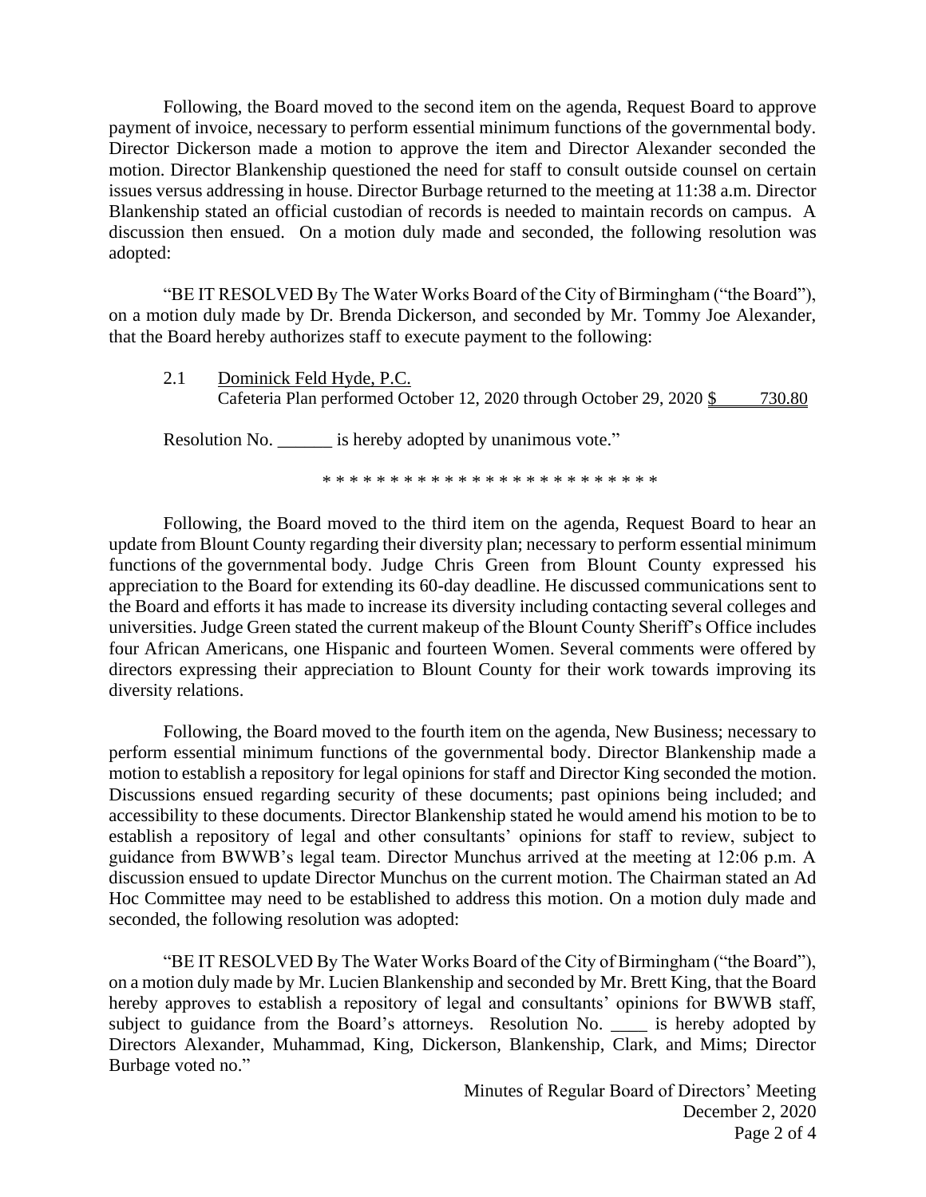Following, the Board moved to the second item on the agenda, Request Board to approve payment of invoice, necessary to perform essential minimum functions of the governmental body. Director Dickerson made a motion to approve the item and Director Alexander seconded the motion. Director Blankenship questioned the need for staff to consult outside counsel on certain issues versus addressing in house. Director Burbage returned to the meeting at 11:38 a.m. Director Blankenship stated an official custodian of records is needed to maintain records on campus. A discussion then ensued. On a motion duly made and seconded, the following resolution was adopted:

"BE IT RESOLVED By The Water Works Board of the City of Birmingham ("the Board"), on a motion duly made by Dr. Brenda Dickerson, and seconded by Mr. Tommy Joe Alexander, that the Board hereby authorizes staff to execute payment to the following:

2.1 Dominick Feld Hyde, P.C.
Cafeteria Plan performed October 12, 2020 through October 29, 2020 $ 730.80

Resolution No. ______ is hereby adopted by unanimous vote."

\* \* \* \* \* \* \* \* \* \* \* \* \* \* \* \* \* \* \* \* \* \* \* \* \*

Following, the Board moved to the third item on the agenda, Request Board to hear an update from Blount County regarding their diversity plan; necessary to perform essential minimum functions of the governmental body. Judge Chris Green from Blount County expressed his appreciation to the Board for extending its 60-day deadline. He discussed communications sent to the Board and efforts it has made to increase its diversity including contacting several colleges and universities. Judge Green stated the current makeup of the Blount County Sheriff's Office includes four African Americans, one Hispanic and fourteen Women. Several comments were offered by directors expressing their appreciation to Blount County for their work towards improving its diversity relations.

Following, the Board moved to the fourth item on the agenda, New Business; necessary to perform essential minimum functions of the governmental body. Director Blankenship made a motion to establish a repository for legal opinions for staff and Director King seconded the motion. Discussions ensued regarding security of these documents; past opinions being included; and accessibility to these documents. Director Blankenship stated he would amend his motion to be to establish a repository of legal and other consultants' opinions for staff to review, subject to guidance from BWWB's legal team. Director Munchus arrived at the meeting at 12:06 p.m. A discussion ensued to update Director Munchus on the current motion. The Chairman stated an Ad Hoc Committee may need to be established to address this motion. On a motion duly made and seconded, the following resolution was adopted:

"BE IT RESOLVED By The Water Works Board of the City of Birmingham ("the Board"), on a motion duly made by Mr. Lucien Blankenship and seconded by Mr. Brett King, that the Board hereby approves to establish a repository of legal and consultants' opinions for BWWB staff, subject to guidance from the Board's attorneys. Resolution No. ____ is hereby adopted by Directors Alexander, Muhammad, King, Dickerson, Blankenship, Clark, and Mims; Director Burbage voted no."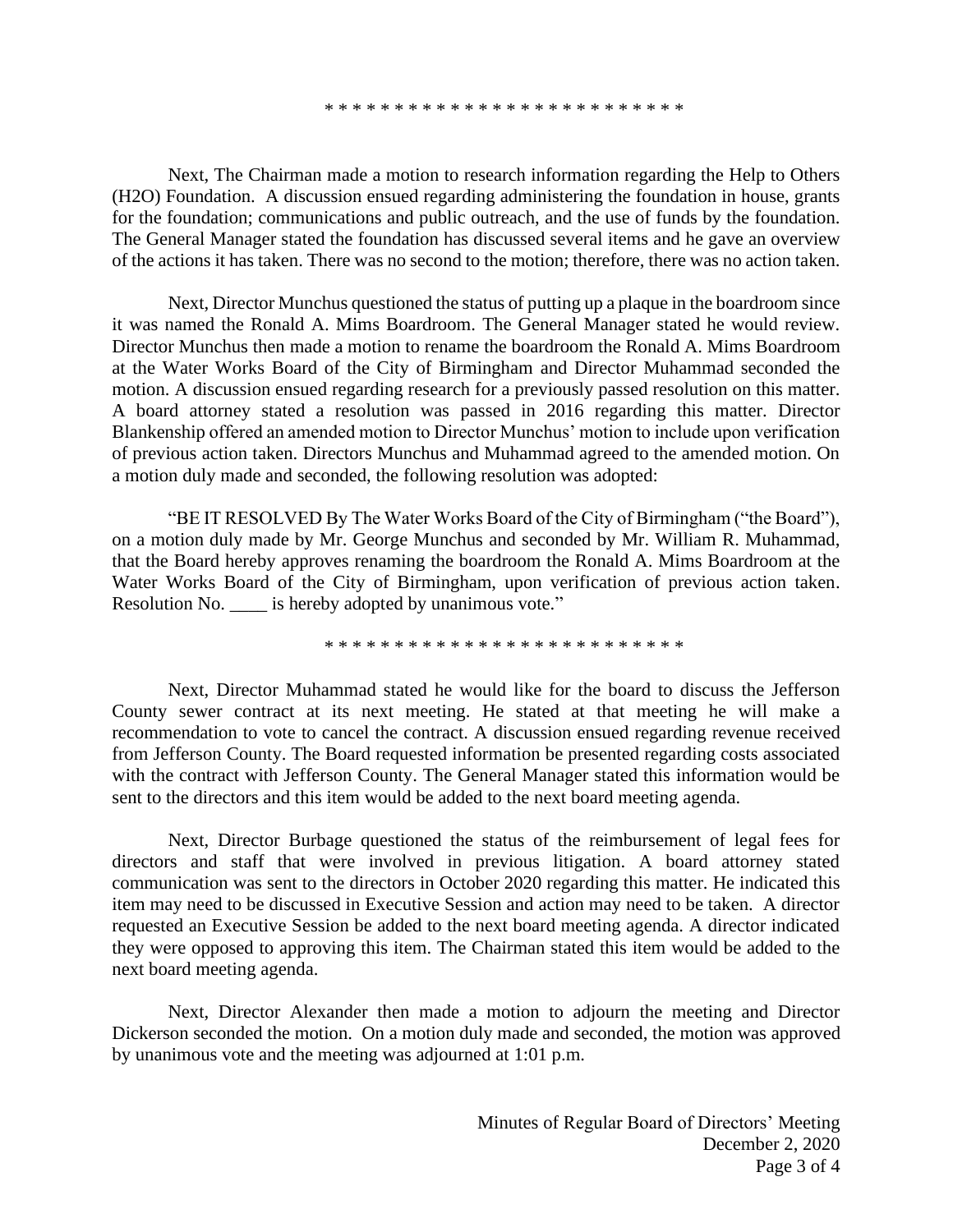\* \* \* \* \* \* \* \* \* \* \* \* \* \* \* \* \* \* \* \* \* \* \* \* \* \*

Next, The Chairman made a motion to research information regarding the Help to Others (H2O) Foundation. A discussion ensued regarding administering the foundation in house, grants for the foundation; communications and public outreach, and the use of funds by the foundation. The General Manager stated the foundation has discussed several items and he gave an overview of the actions it has taken. There was no second to the motion; therefore, there was no action taken.

Next, Director Munchus questioned the status of putting up a plaque in the boardroom since it was named the Ronald A. Mims Boardroom. The General Manager stated he would review. Director Munchus then made a motion to rename the boardroom the Ronald A. Mims Boardroom at the Water Works Board of the City of Birmingham and Director Muhammad seconded the motion. A discussion ensued regarding research for a previously passed resolution on this matter. A board attorney stated a resolution was passed in 2016 regarding this matter. Director Blankenship offered an amended motion to Director Munchus' motion to include upon verification of previous action taken. Directors Munchus and Muhammad agreed to the amended motion. On a motion duly made and seconded, the following resolution was adopted:

"BE IT RESOLVED By The Water Works Board of the City of Birmingham ("the Board"), on a motion duly made by Mr. George Munchus and seconded by Mr. William R. Muhammad, that the Board hereby approves renaming the boardroom the Ronald A. Mims Boardroom at the Water Works Board of the City of Birmingham, upon verification of previous action taken. Resolution No. ____ is hereby adopted by unanimous vote."

\* \* \* \* \* \* \* \* \* \* \* \* \* \* \* \* \* \* \* \* \* \* \* \* \* \*

Next, Director Muhammad stated he would like for the board to discuss the Jefferson County sewer contract at its next meeting. He stated at that meeting he will make a recommendation to vote to cancel the contract. A discussion ensued regarding revenue received from Jefferson County. The Board requested information be presented regarding costs associated with the contract with Jefferson County. The General Manager stated this information would be sent to the directors and this item would be added to the next board meeting agenda.

Next, Director Burbage questioned the status of the reimbursement of legal fees for directors and staff that were involved in previous litigation. A board attorney stated communication was sent to the directors in October 2020 regarding this matter. He indicated this item may need to be discussed in Executive Session and action may need to be taken. A director requested an Executive Session be added to the next board meeting agenda. A director indicated they were opposed to approving this item. The Chairman stated this item would be added to the next board meeting agenda.

Next, Director Alexander then made a motion to adjourn the meeting and Director Dickerson seconded the motion. On a motion duly made and seconded, the motion was approved by unanimous vote and the meeting was adjourned at 1:01 p.m.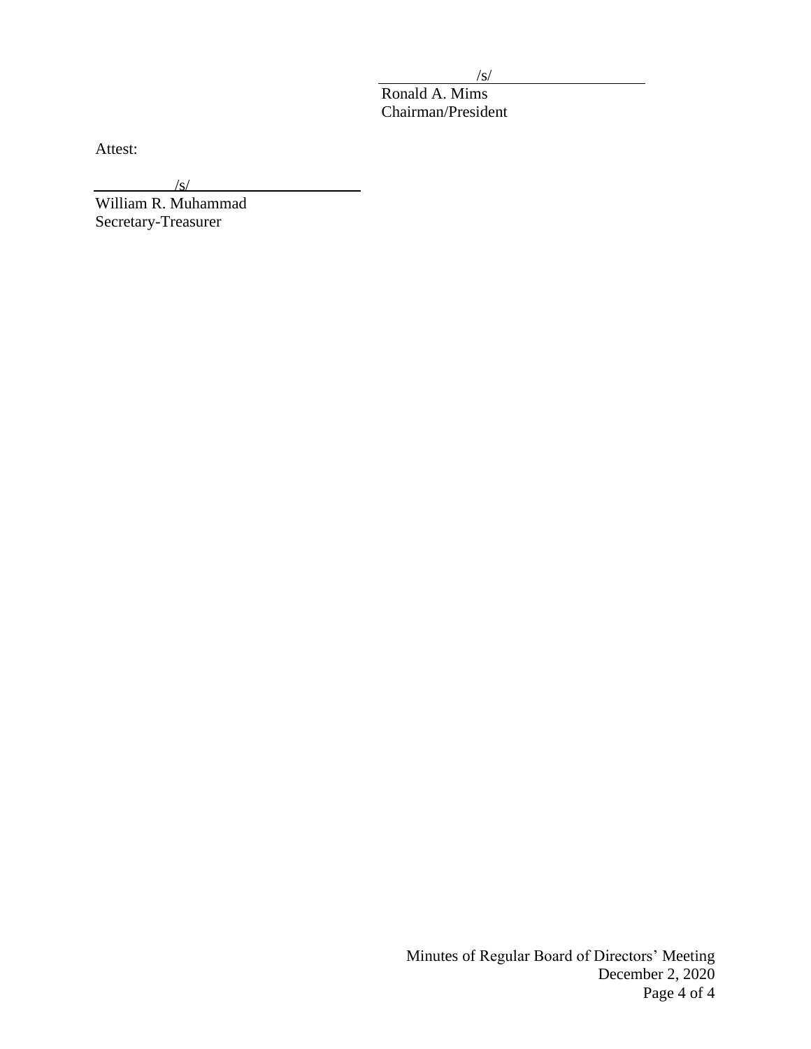/s/

Ronald A. Mims
Chairman/President

Attest:

/s/

William R. Muhammad
Secretary-Treasurer